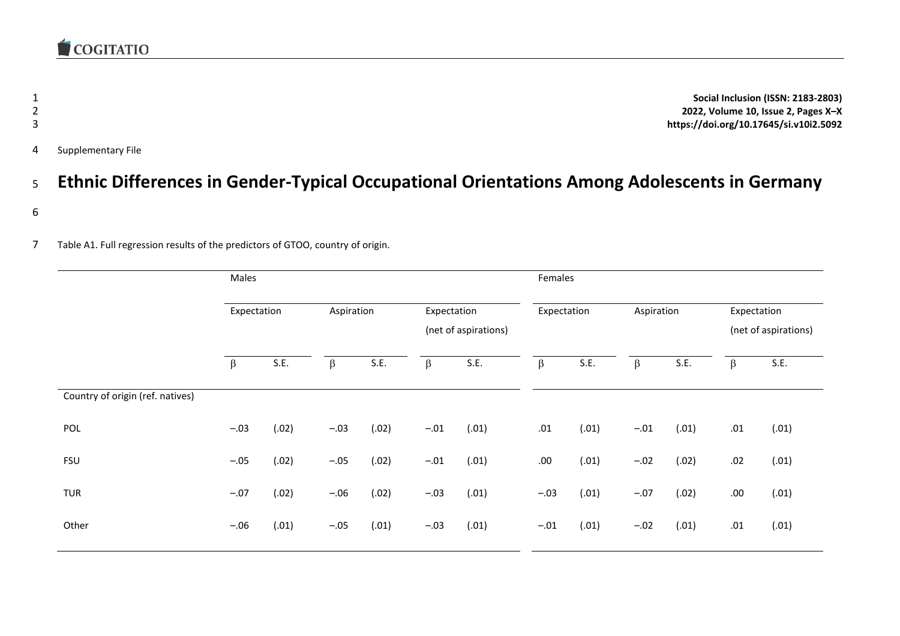Supplementary File

# Ethnic Differences in Gender-Typical Occupational Orientations Among Adolescents in Germany

Table A1. Full regression results of the predictors of GTOO, country of origin.

| | Males | | | | | | Females | | | | | |
|---|---|---|---|---|---|---|---|---|---|---|---|---|
| | Expectation | | Aspiration | | Expectation (net of aspirations) | | Expectation | | Aspiration | | Expectation (net of aspirations) | |
| | β | S.E. | β | S.E. | β | S.E. | β | S.E. | β | S.E. | β | S.E. |
| Country of origin (ref. natives) | | | | | | | | | | | | |
| POL | –.03 | (.02) | –.03 | (.02) | –.01 | (.01) | .01 | (.01) | –.01 | (.01) | .01 | (.01) |
| FSU | –.05 | (.02) | –.05 | (.02) | –.01 | (.01) | .00 | (.01) | –.02 | (.02) | .02 | (.01) |
| TUR | –.07 | (.02) | –.06 | (.02) | –.03 | (.01) | –.03 | (.01) | –.07 | (.02) | .00 | (.01) |
| Other | –.06 | (.01) | –.05 | (.01) | –.03 | (.01) | –.01 | (.01) | –.02 | (.01) | .01 | (.01) |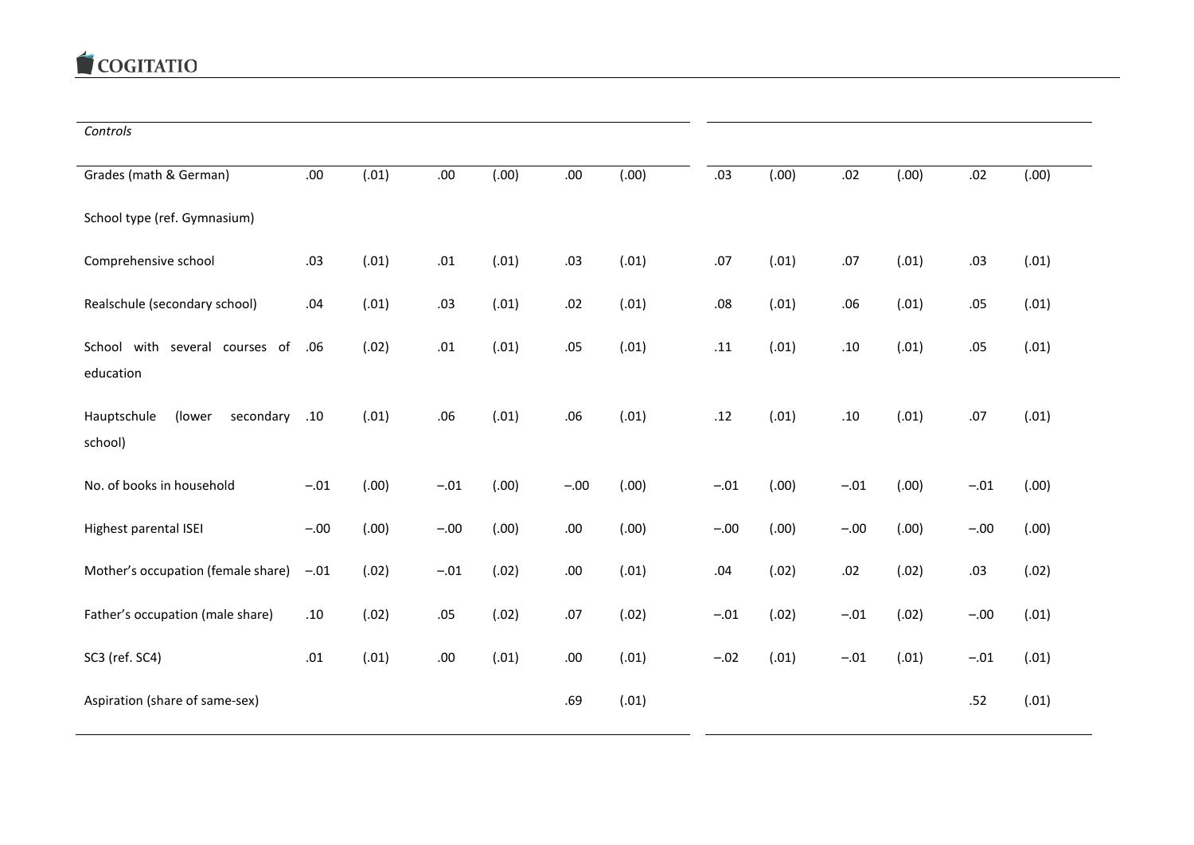| Controls | | | | | | | | | | | | |
|---|---|---|---|---|---|---|---|---|---|---|---|---|
| Grades (math & German) | .00 | (.01) | .00 | (.00) | .00 | (.00) | .03 | (.00) | .02 | (.00) | .02 | (.00) |
| School type (ref. Gymnasium) | | | | | | | | | | | | |
| Comprehensive school | .03 | (.01) | .01 | (.01) | .03 | (.01) | .07 | (.01) | .07 | (.01) | .03 | (.01) |
| Realschule (secondary school) | .04 | (.01) | .03 | (.01) | .02 | (.01) | .08 | (.01) | .06 | (.01) | .05 | (.01) |
| School with several courses of education | .06 | (.02) | .01 | (.01) | .05 | (.01) | .11 | (.01) | .10 | (.01) | .05 | (.01) |
| Hauptschule (lower secondary school) | .10 | (.01) | .06 | (.01) | .06 | (.01) | .12 | (.01) | .10 | (.01) | .07 | (.01) |
| No. of books in household | −.01 | (.00) | −.01 | (.00) | −.00 | (.00) | −.01 | (.00) | −.01 | (.00) | −.01 | (.00) |
| Highest parental ISEI | −.00 | (.00) | −.00 | (.00) | .00 | (.00) | −.00 | (.00) | −.00 | (.00) | −.00 | (.00) |
| Mother's occupation (female share) | −.01 | (.02) | −.01 | (.02) | .00 | (.01) | .04 | (.02) | .02 | (.02) | .03 | (.02) |
| Father's occupation (male share) | .10 | (.02) | .05 | (.02) | .07 | (.02) | −.01 | (.02) | −.01 | (.02) | −.00 | (.01) |
| SC3 (ref. SC4) | .01 | (.01) | .00 | (.01) | .00 | (.01) | −.02 | (.01) | −.01 | (.01) | −.01 | (.01) |
| Aspiration (share of same-sex) | | | | | .69 | (.01) | | | | | .52 | (.01) |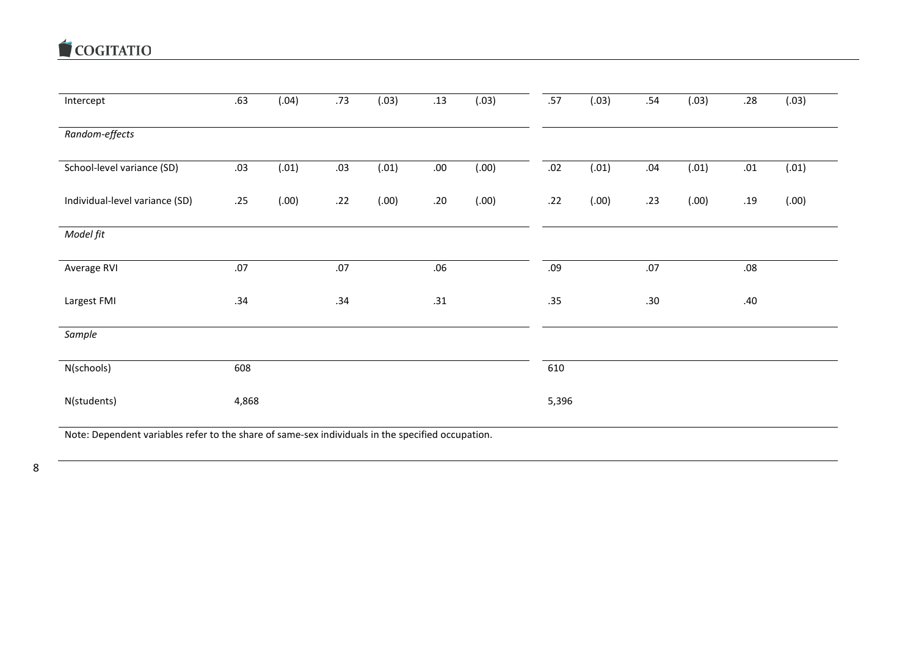| | | | | | | | | | | | | |
|---|---|---|---|---|---|---|---|---|---|---|---|---|
| Intercept | .63 | (.04) | .73 | (.03) | .13 | (.03) | .57 | (.03) | .54 | (.03) | .28 | (.03) |
| *Random-effects* | | | | | | | | | | | | |
| School-level variance (SD) | .03 | (.01) | .03 | (.01) | .00 | (.00) | .02 | (.01) | .04 | (.01) | .01 | (.01) |
| Individual-level variance (SD) | .25 | (.00) | .22 | (.00) | .20 | (.00) | .22 | (.00) | .23 | (.00) | .19 | (.00) |
| *Model fit* | | | | | | | | | | | | |
| Average RVI | .07 | | .07 | | .06 | | .09 | | .07 | | .08 | |
| Largest FMI | .34 | | .34 | | .31 | | .35 | | .30 | | .40 | |
| *Sample* | | | | | | | | | | | | |
| N(schools) | 608 | | | | | | 610 | | | | | |
| N(students) | 4,868 | | | | | | 5,396 | | | | | |

Note: Dependent variables refer to the share of same-sex individuals in the specified occupation.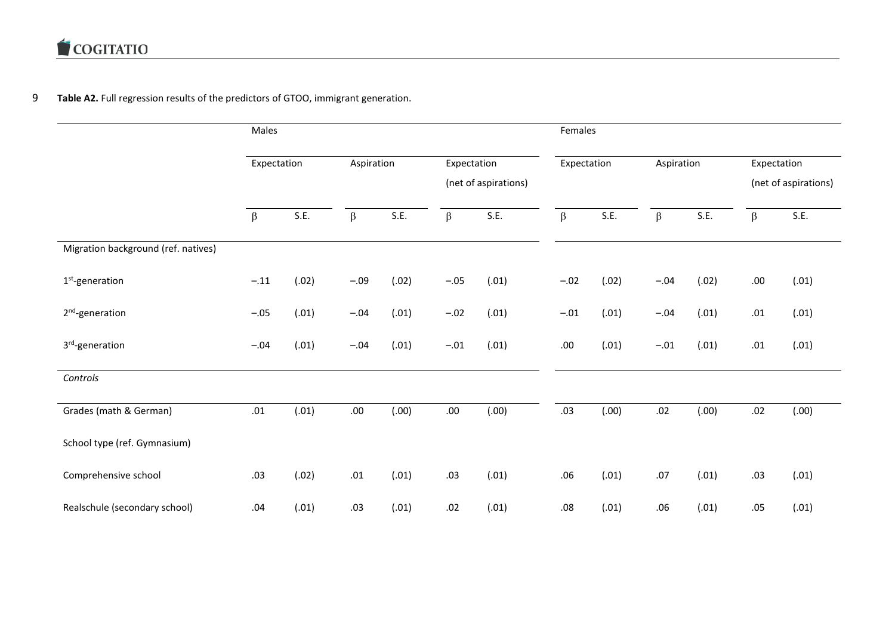**Table A2.** Full regression results of the predictors of GTOO, immigrant generation.

| | Males | | | | | | Females | | | | | |
|---|---|---|---|---|---|---|---|---|---|---|---|---|
| | Expectation | | Aspiration | | Expectation (net of aspirations) | | Expectation | | Aspiration | | Expectation (net of aspirations) | |
| | β | S.E. | β | S.E. | β | S.E. | β | S.E. | β | S.E. | β | S.E. |
| Migration background (ref. natives) | | | | | | | | | | | | |
| 1st-generation | −.11 | (.02) | −.09 | (.02) | −.05 | (.01) | −.02 | (.02) | −.04 | (.02) | .00 | (.01) |
| 2nd-generation | −.05 | (.01) | −.04 | (.01) | −.02 | (.01) | −.01 | (.01) | −.04 | (.01) | .01 | (.01) |
| 3rd-generation | −.04 | (.01) | −.04 | (.01) | −.01 | (.01) | .00 | (.01) | −.01 | (.01) | .01 | (.01) |
| *Controls* | | | | | | | | | | | | |
| Grades (math & German) | .01 | (.01) | .00 | (.00) | .00 | (.00) | .03 | (.00) | .02 | (.00) | .02 | (.00) |
| School type (ref. Gymnasium) | | | | | | | | | | | | |
| Comprehensive school | .03 | (.02) | .01 | (.01) | .03 | (.01) | .06 | (.01) | .07 | (.01) | .03 | (.01) |
| Realschule (secondary school) | .04 | (.01) | .03 | (.01) | .02 | (.01) | .08 | (.01) | .06 | (.01) | .05 | (.01) |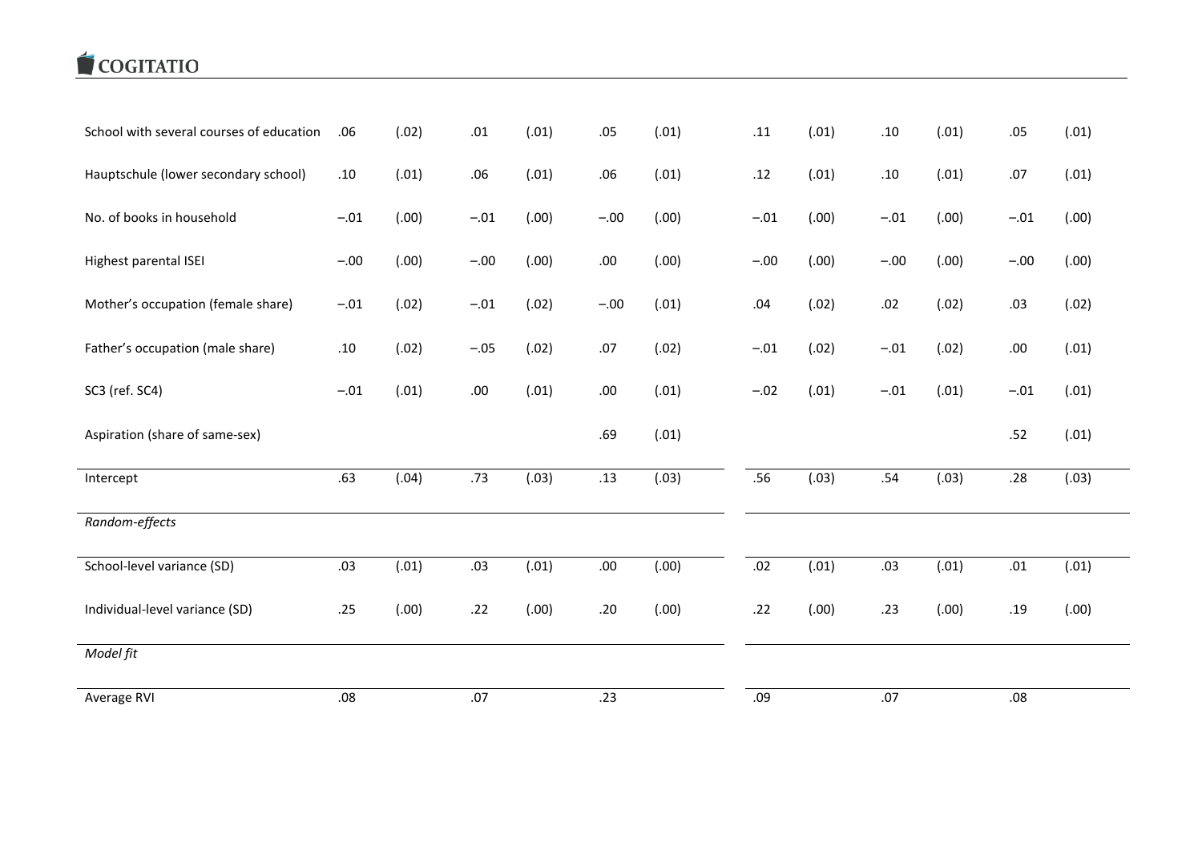| | | | | | | | | | | | | |
|---|---|---|---|---|---|---|---|---|---|---|---|---|
| School with several courses of education | .06 | (.02) | .01 | (.01) | .05 | (.01) | .11 | (.01) | .10 | (.01) | .05 | (.01) |
| Hauptschule (lower secondary school) | .10 | (.01) | .06 | (.01) | .06 | (.01) | .12 | (.01) | .10 | (.01) | .07 | (.01) |
| No. of books in household | −.01 | (.00) | −.01 | (.00) | −.00 | (.00) | −.01 | (.00) | −.01 | (.00) | −.01 | (.00) |
| Highest parental ISEI | −.00 | (.00) | −.00 | (.00) | .00 | (.00) | −.00 | (.00) | −.00 | (.00) | −.00 | (.00) |
| Mother's occupation (female share) | −.01 | (.02) | −.01 | (.02) | −.00 | (.01) | .04 | (.02) | .02 | (.02) | .03 | (.02) |
| Father's occupation (male share) | .10 | (.02) | −.05 | (.02) | .07 | (.02) | −.01 | (.02) | −.01 | (.02) | .00 | (.01) |
| SC3 (ref. SC4) | −.01 | (.01) | .00 | (.01) | .00 | (.01) | −.02 | (.01) | −.01 | (.01) | −.01 | (.01) |
| Aspiration (share of same-sex) | | | | | .69 | (.01) | | | | | .52 | (.01) |
| Intercept | .63 | (.04) | .73 | (.03) | .13 | (.03) | .56 | (.03) | .54 | (.03) | .28 | (.03) |
| *Random-effects* | | | | | | | | | | | | |
| School-level variance (SD) | .03 | (.01) | .03 | (.01) | .00 | (.00) | .02 | (.01) | .03 | (.01) | .01 | (.01) |
| Individual-level variance (SD) | .25 | (.00) | .22 | (.00) | .20 | (.00) | .22 | (.00) | .23 | (.00) | .19 | (.00) |
| *Model fit* | | | | | | | | | | | | |
| Average RVI | .08 | | .07 | | .23 | | .09 | | .07 | | .08 | |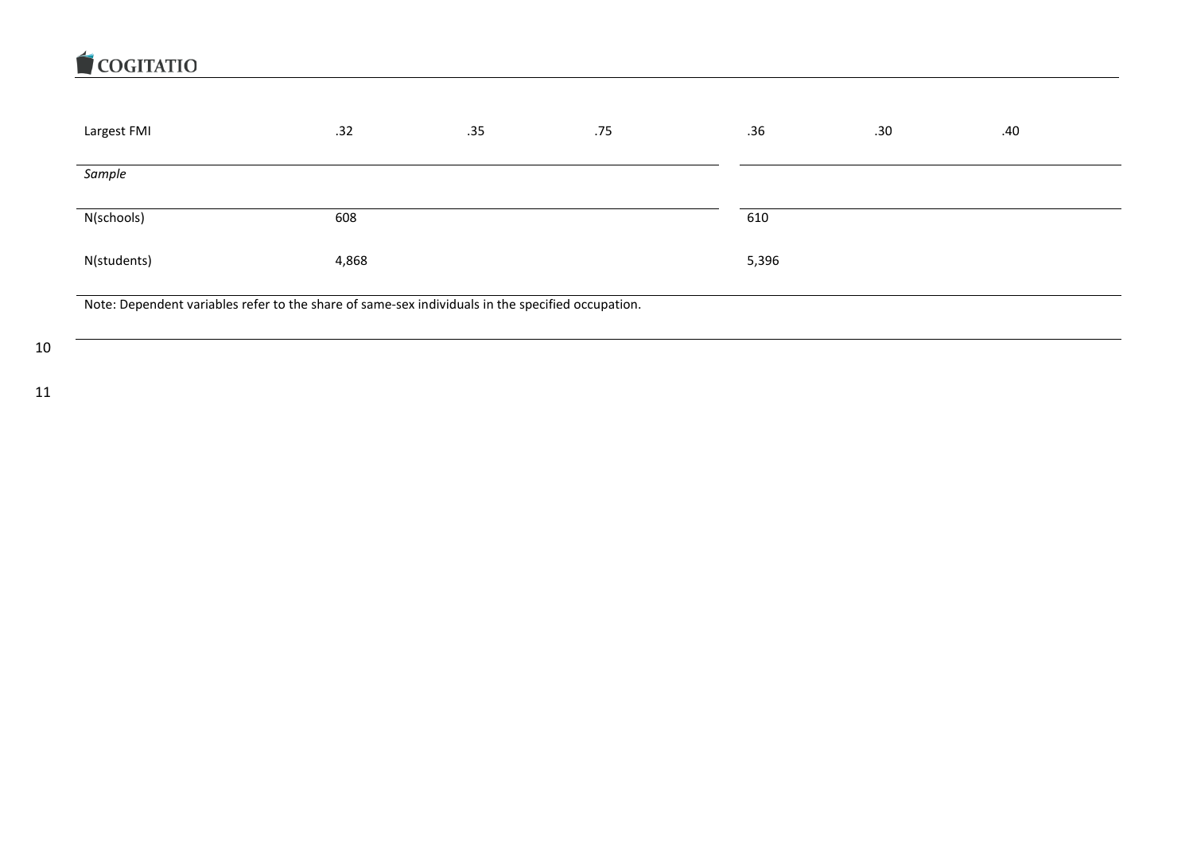| | | | | | | |
|---|---|---|---|---|---|---|
| Largest FMI | .32 | .35 | .75 | .36 | .30 | .40 |
| *Sample* | | | | | | |
| N(schools) | 608 | | | 610 | | |
| N(students) | 4,868 | | | 5,396 | | |

Note: Dependent variables refer to the share of same-sex individuals in the specified occupation.